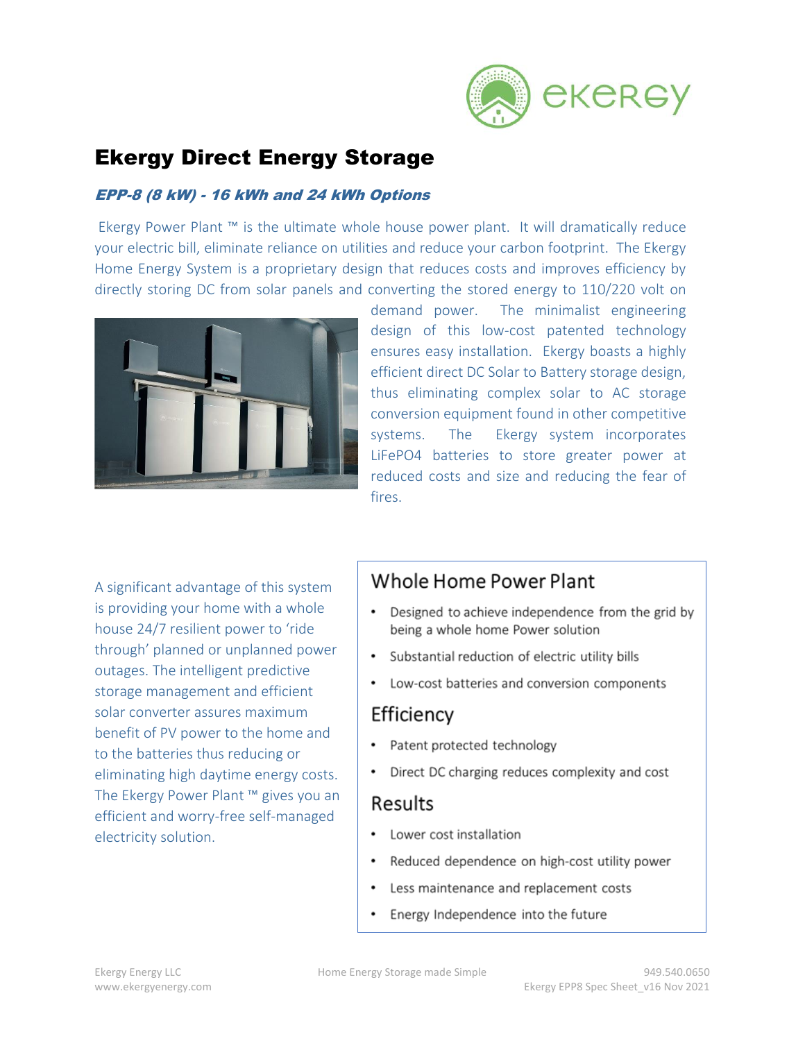# Ekergy Direct Energy Storage

***EPP-8 (8 kW) - 16 kWh and 24 kWh Options***

Ekergy Power Plant ™ is the ultimate whole house power plant. It will dramatically reduce your electric bill, eliminate reliance on utilities and reduce your carbon footprint. The Ekergy Home Energy System is a proprietary design that reduces costs and improves efficiency by directly storing DC from solar panels and converting the stored energy to 110/220 volt on demand power. The minimalist engineering design of this low-cost patented technology ensures easy installation. Ekergy boasts a highly efficient direct DC Solar to Battery storage design, thus eliminating complex solar to AC storage conversion equipment found in other competitive systems. The Ekergy system incorporates $LiFePO_4$ batteries to store greater power at reduced costs and size and reducing the fear of fires.

A significant advantage of this system is providing your home with a whole house 24/7 resilient power to 'ride through' planned or unplanned power outages. The intelligent predictive storage management and efficient solar converter assures maximum benefit of PV power to the home and to the batteries thus reducing or eliminating high daytime energy costs. The Ekergy Power Plant ™ gives you an efficient and worry-free self-managed electricity solution.

## Whole Home Power Plant

- Designed to achieve independence from the grid by being a whole home Power solution
- Substantial reduction of electric utility bills
- Low-cost batteries and conversion components

## Efficiency

- Patent protected technology
- Direct DC charging reduces complexity and cost

## Results

- Lower cost installation
- Reduced dependence on high-cost utility power
- Less maintenance and replacement costs
- Energy Independence into the future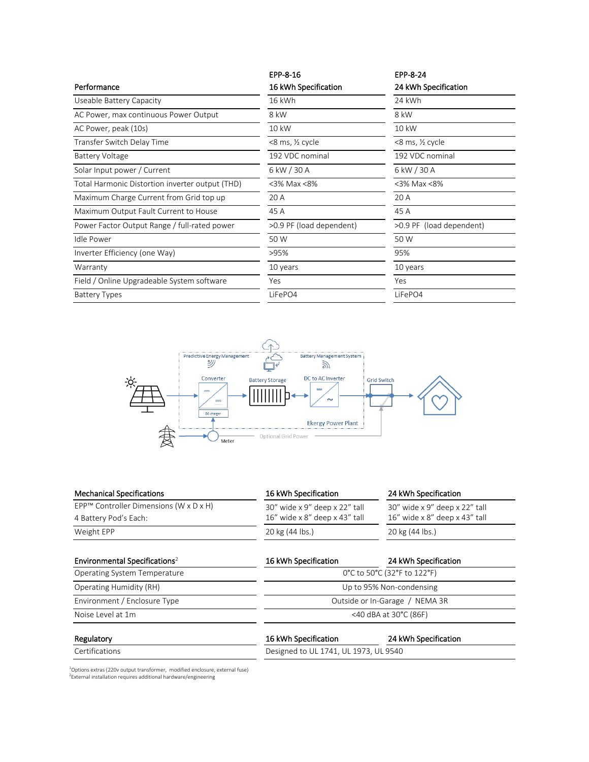| Performance | EPP-8-16<br>16 kWh Specification | EPP-8-24<br>24 kWh Specification |
|---|---|---|
| Useable Battery Capacity | 16 kWh | 24 kWh |
| AC Power, max continuous Power Output | 8 kW | 8 kW |
| AC Power, peak (10s) | 10 kW | 10 kW |
| Transfer Switch Delay Time | <8 ms, ½ cycle | <8 ms, ½ cycle |
| Battery Voltage | 192 VDC nominal | 192 VDC nominal |
| Solar Input power / Current | 6 kW / 30 A | 6 kW / 30 A |
| Total Harmonic Distortion inverter output (THD) | <3% Max <8% | <3% Max <8% |
| Maximum Charge Current from Grid top up | 20 A | 20 A |
| Maximum Output Fault Current to House | 45 A | 45 A |
| Power Factor Output Range / full-rated power | >0.9 PF (load dependent) | >0.9 PF (load dependent) |
| Idle Power | 50 W | 50 W |
| Inverter Efficiency (one Way) | >95% | 95% |
| Warranty | 10 years | 10 years |
| Field / Online Upgradeable System software | Yes | Yes |
| Battery Types | LiFePO4 | LiFePO4 |

Predictive Energy Management

Battery Management System

Converter

DC charger

Battery Storage

DC to AC Inverter

Grid Switch

Ekergy Power Plant

Meter

Optional Grid Power

| Mechanical Specifications | 16 kWh Specification | 24 kWh Specification |
|---|---|---|
| EPP™ Controller Dimensions (W x D x H) | 30" wide x 9" deep x 22" tall | 30" wide x 9" deep x 22" tall |
| 4 Battery Pod's Each: | 16" wide x 8" deep x 43" tall | 16" wide x 8" deep x 43" tall |
| Weight EPP | 20 kg (44 lbs.) | 20 kg (44 lbs.) |

| Environmental Specifications[2] | 16 kWh Specification | 24 kWh Specification |
|---|---|---|
| Operating System Temperature | 0°C to 50°C (32°F to 122°F) | |
| Operating Humidity (RH) | Up to 95% Non-condensing | |
| Environment / Enclosure Type | Outside or In-Garage / NEMA 3R | |
| Noise Level at 1m | <40 dBA at 30°C (86F) | |

| Regulatory | 16 kWh Specification | 24 kWh Specification |
|---|---|---|
| Certifications | Designed to UL 1741, UL 1973, UL 9540 | |

[1]Options extras (220v output transformer, modified enclosure, external fuse)
[2]External installation requires additional hardware/engineering